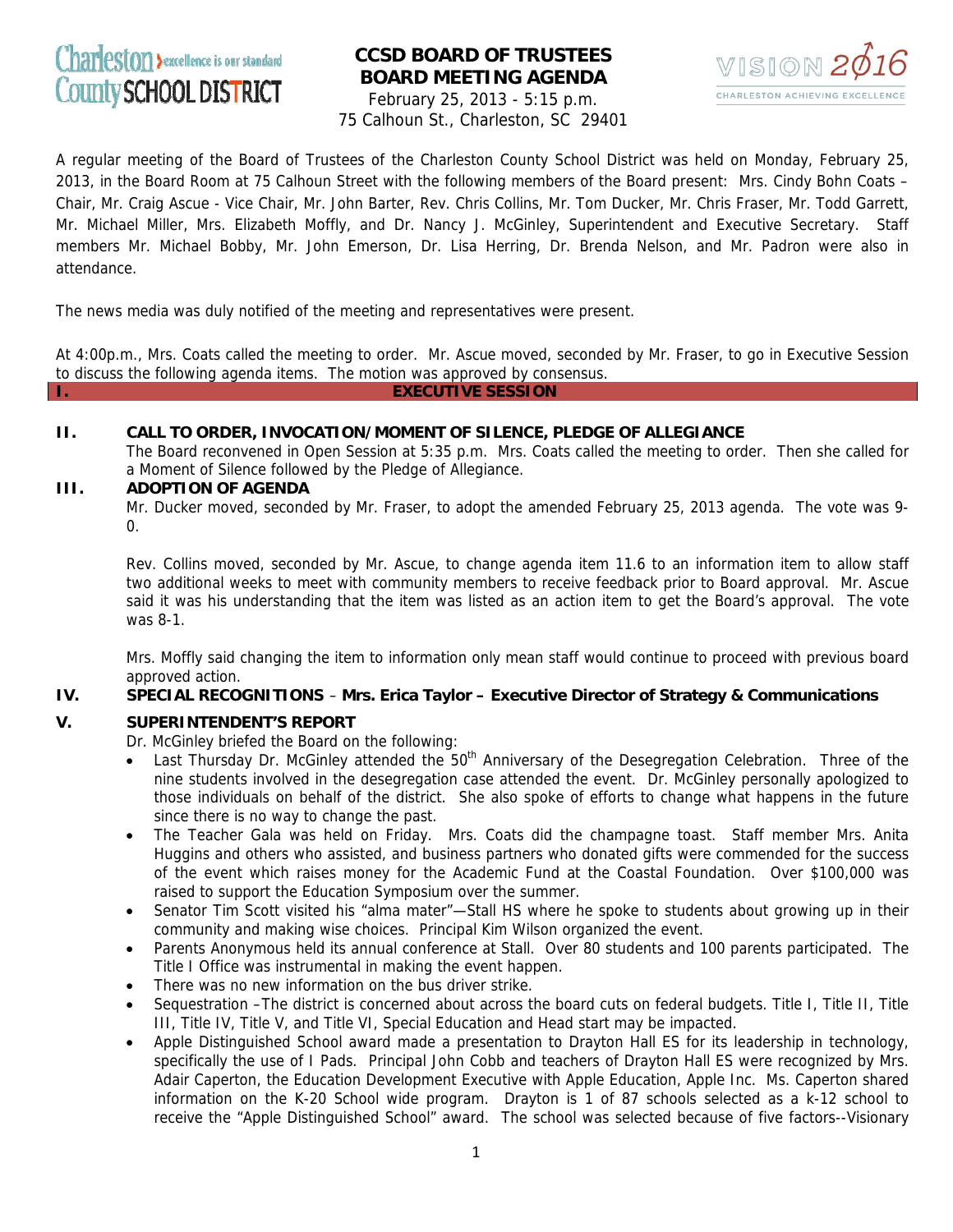Charleston County SCHOOL DISTRICT — excellence is our standard

# CCSD BOARD OF TRUSTEES
# BOARD MEETING AGENDA

February 25, 2013 - 5:15 p.m.
75 Calhoun St., Charleston, SC 29401

VISION 2016 — CHARLESTON ACHIEVING EXCELLENCE

A regular meeting of the Board of Trustees of the Charleston County School District was held on Monday, February 25, 2013, in the Board Room at 75 Calhoun Street with the following members of the Board present: Mrs. Cindy Bohn Coats – Chair, Mr. Craig Ascue - Vice Chair, Mr. John Barter, Rev. Chris Collins, Mr. Tom Ducker, Mr. Chris Fraser, Mr. Todd Garrett, Mr. Michael Miller, Mrs. Elizabeth Moffly, and Dr. Nancy J. McGinley, Superintendent and Executive Secretary. Staff members Mr. Michael Bobby, Mr. John Emerson, Dr. Lisa Herring, Dr. Brenda Nelson, and Mr. Padron were also in attendance.

The news media was duly notified of the meeting and representatives were present.

At 4:00p.m., Mrs. Coats called the meeting to order. Mr. Ascue moved, seconded by Mr. Fraser, to go in Executive Session to discuss the following agenda items. The motion was approved by consensus.

## I. EXECUTIVE SESSION

## II. CALL TO ORDER, INVOCATION/MOMENT OF SILENCE, PLEDGE OF ALLEGIANCE

The Board reconvened in Open Session at 5:35 p.m. Mrs. Coats called the meeting to order. Then she called for a Moment of Silence followed by the Pledge of Allegiance.

## III. ADOPTION OF AGENDA

Mr. Ducker moved, seconded by Mr. Fraser, to adopt the amended February 25, 2013 agenda. The vote was 9-0.

Rev. Collins moved, seconded by Mr. Ascue, to change agenda item 11.6 to an information item to allow staff two additional weeks to meet with community members to receive feedback prior to Board approval. Mr. Ascue said it was his understanding that the item was listed as an action item to get the Board's approval. The vote was 8-1.

Mrs. Moffly said changing the item to information only mean staff would continue to proceed with previous board approved action.

## IV. SPECIAL RECOGNITIONS – Mrs. Erica Taylor – Executive Director of Strategy & Communications

## V. SUPERINTENDENT'S REPORT

Dr. McGinley briefed the Board on the following:

- Last Thursday Dr. McGinley attended the 50th Anniversary of the Desegregation Celebration. Three of the nine students involved in the desegregation case attended the event. Dr. McGinley personally apologized to those individuals on behalf of the district. She also spoke of efforts to change what happens in the future since there is no way to change the past.
- The Teacher Gala was held on Friday. Mrs. Coats did the champagne toast. Staff member Mrs. Anita Huggins and others who assisted, and business partners who donated gifts were commended for the success of the event which raises money for the Academic Fund at the Coastal Foundation. Over $100,000 was raised to support the Education Symposium over the summer.
- Senator Tim Scott visited his "alma mater"—Stall HS where he spoke to students about growing up in their community and making wise choices. Principal Kim Wilson organized the event.
- Parents Anonymous held its annual conference at Stall. Over 80 students and 100 parents participated. The Title I Office was instrumental in making the event happen.
- There was no new information on the bus driver strike.
- Sequestration –The district is concerned about across the board cuts on federal budgets. Title I, Title II, Title III, Title IV, Title V, and Title VI, Special Education and Head start may be impacted.
- Apple Distinguished School award made a presentation to Drayton Hall ES for its leadership in technology, specifically the use of I Pads. Principal John Cobb and teachers of Drayton Hall ES were recognized by Mrs. Adair Caperton, the Education Development Executive with Apple Education, Apple Inc. Ms. Caperton shared information on the K-20 School wide program. Drayton is 1 of 87 schools selected as a k-12 school to receive the "Apple Distinguished School" award. The school was selected because of five factors--Visionary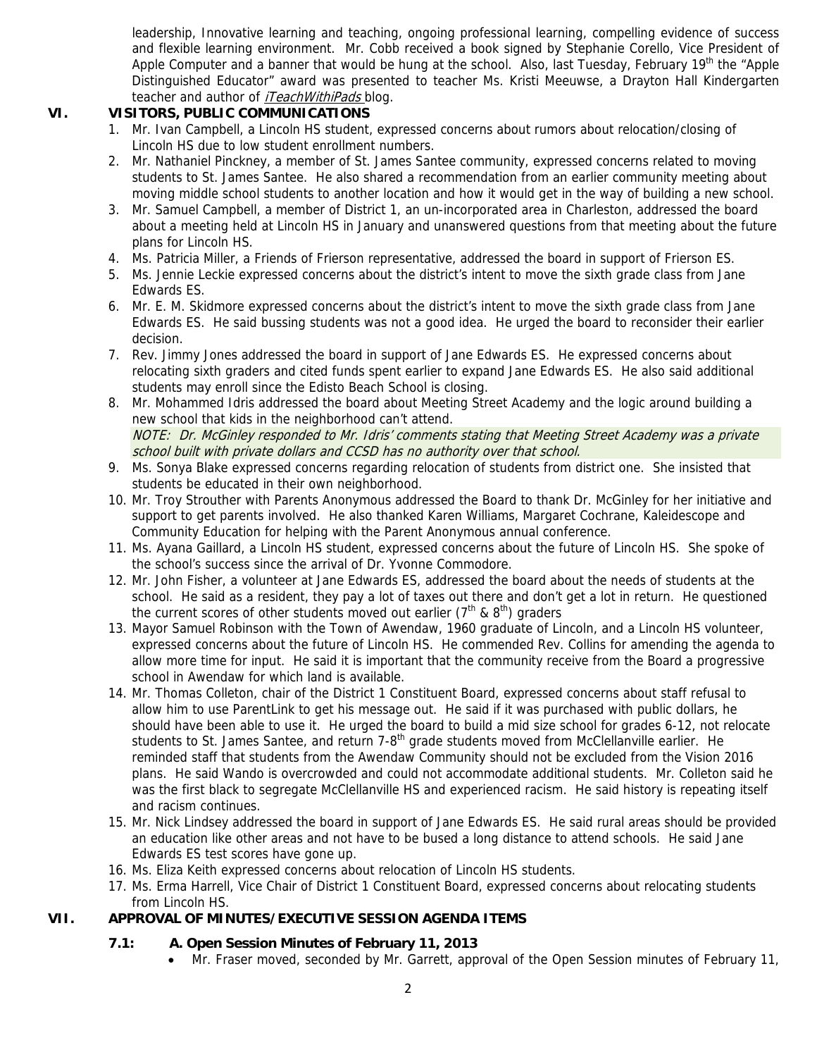leadership, Innovative learning and teaching, ongoing professional learning, compelling evidence of success and flexible learning environment. Mr. Cobb received a book signed by Stephanie Corello, Vice President of Apple Computer and a banner that would be hung at the school. Also, last Tuesday, February 19th the "Apple Distinguished Educator" award was presented to teacher Ms. Kristi Meeuwse, a Drayton Hall Kindergarten teacher and author of *iTeachWithiPads* blog.

## VI. VISITORS, PUBLIC COMMUNICATIONS

1. Mr. Ivan Campbell, a Lincoln HS student, expressed concerns about rumors about relocation/closing of Lincoln HS due to low student enrollment numbers.
2. Mr. Nathaniel Pinckney, a member of St. James Santee community, expressed concerns related to moving students to St. James Santee. He also shared a recommendation from an earlier community meeting about moving middle school students to another location and how it would get in the way of building a new school.
3. Mr. Samuel Campbell, a member of District 1, an un-incorporated area in Charleston, addressed the board about a meeting held at Lincoln HS in January and unanswered questions from that meeting about the future plans for Lincoln HS.
4. Ms. Patricia Miller, a Friends of Frierson representative, addressed the board in support of Frierson ES.
5. Ms. Jennie Leckie expressed concerns about the district's intent to move the sixth grade class from Jane Edwards ES.
6. Mr. E. M. Skidmore expressed concerns about the district's intent to move the sixth grade class from Jane Edwards ES. He said bussing students was not a good idea. He urged the board to reconsider their earlier decision.
7. Rev. Jimmy Jones addressed the board in support of Jane Edwards ES. He expressed concerns about relocating sixth graders and cited funds spent earlier to expand Jane Edwards ES. He also said additional students may enroll since the Edisto Beach School is closing.
8. Mr. Mohammed Idris addressed the board about Meeting Street Academy and the logic around building a new school that kids in the neighborhood can't attend.
   *NOTE: Dr. McGinley responded to Mr. Idris' comments stating that Meeting Street Academy was a private school built with private dollars and CCSD has no authority over that school.*
9. Ms. Sonya Blake expressed concerns regarding relocation of students from district one. She insisted that students be educated in their own neighborhood.
10. Mr. Troy Strouther with Parents Anonymous addressed the Board to thank Dr. McGinley for her initiative and support to get parents involved. He also thanked Karen Williams, Margaret Cochrane, Kaleidescope and Community Education for helping with the Parent Anonymous annual conference.
11. Ms. Ayana Gaillard, a Lincoln HS student, expressed concerns about the future of Lincoln HS. She spoke of the school's success since the arrival of Dr. Yvonne Commodore.
12. Mr. John Fisher, a volunteer at Jane Edwards ES, addressed the board about the needs of students at the school. He said as a resident, they pay a lot of taxes out there and don't get a lot in return. He questioned the current scores of other students moved out earlier (7th & 8th) graders
13. Mayor Samuel Robinson with the Town of Awendaw, 1960 graduate of Lincoln, and a Lincoln HS volunteer, expressed concerns about the future of Lincoln HS. He commended Rev. Collins for amending the agenda to allow more time for input. He said it is important that the community receive from the Board a progressive school in Awendaw for which land is available.
14. Mr. Thomas Colleton, chair of the District 1 Constituent Board, expressed concerns about staff refusal to allow him to use ParentLink to get his message out. He said if it was purchased with public dollars, he should have been able to use it. He urged the board to build a mid size school for grades 6-12, not relocate students to St. James Santee, and return 7-8th grade students moved from McClellanville earlier. He reminded staff that students from the Awendaw Community should not be excluded from the Vision 2016 plans. He said Wando is overcrowded and could not accommodate additional students. Mr. Colleton said he was the first black to segregate McClellanville HS and experienced racism. He said history is repeating itself and racism continues.
15. Mr. Nick Lindsey addressed the board in support of Jane Edwards ES. He said rural areas should be provided an education like other areas and not have to be bused a long distance to attend schools. He said Jane Edwards ES test scores have gone up.
16. Ms. Eliza Keith expressed concerns about relocation of Lincoln HS students.
17. Ms. Erma Harrell, Vice Chair of District 1 Constituent Board, expressed concerns about relocating students from Lincoln HS.

## VII. APPROVAL OF MINUTES/EXECUTIVE SESSION AGENDA ITEMS

### 7.1: A. Open Session Minutes of February 11, 2013

- Mr. Fraser moved, seconded by Mr. Garrett, approval of the Open Session minutes of February 11,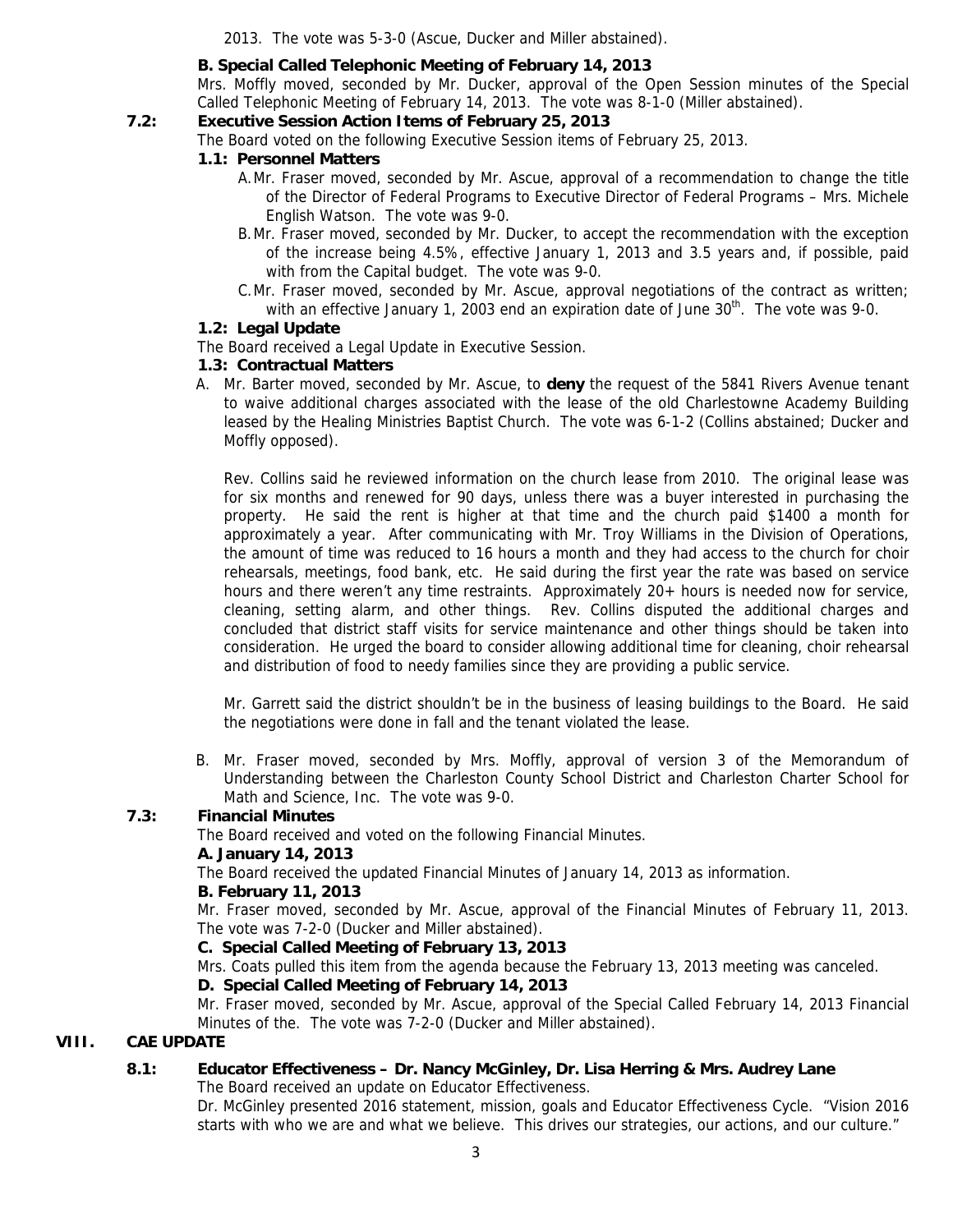2013. The vote was 5-3-0 (Ascue, Ducker and Miller abstained).

**B. Special Called Telephonic Meeting of February 14, 2013**

Mrs. Moffly moved, seconded by Mr. Ducker, approval of the Open Session minutes of the Special Called Telephonic Meeting of February 14, 2013. The vote was 8-1-0 (Miller abstained).

**7.2: Executive Session Action Items of February 25, 2013**

The Board voted on the following Executive Session items of February 25, 2013.

**1.1: Personnel Matters**

A. Mr. Fraser moved, seconded by Mr. Ascue, approval of a recommendation to change the title of the Director of Federal Programs to Executive Director of Federal Programs – Mrs. Michele English Watson. The vote was 9-0.

B. Mr. Fraser moved, seconded by Mr. Ducker, to accept the recommendation with the exception of the increase being 4.5%, effective January 1, 2013 and 3.5 years and, if possible, paid with from the Capital budget. The vote was 9-0.

C. Mr. Fraser moved, seconded by Mr. Ascue, approval negotiations of the contract as written; with an effective January 1, 2003 end an expiration date of June 30th. The vote was 9-0.

**1.2: Legal Update**

The Board received a Legal Update in Executive Session.

**1.3: Contractual Matters**

A. Mr. Barter moved, seconded by Mr. Ascue, to **deny** the request of the 5841 Rivers Avenue tenant to waive additional charges associated with the lease of the old Charlestowne Academy Building leased by the Healing Ministries Baptist Church. The vote was 6-1-2 (Collins abstained; Ducker and Moffly opposed).

Rev. Collins said he reviewed information on the church lease from 2010. The original lease was for six months and renewed for 90 days, unless there was a buyer interested in purchasing the property. He said the rent is higher at that time and the church paid $1400 a month for approximately a year. After communicating with Mr. Troy Williams in the Division of Operations, the amount of time was reduced to 16 hours a month and they had access to the church for choir rehearsals, meetings, food bank, etc. He said during the first year the rate was based on service hours and there weren't any time restraints. Approximately 20+ hours is needed now for service, cleaning, setting alarm, and other things. Rev. Collins disputed the additional charges and concluded that district staff visits for service maintenance and other things should be taken into consideration. He urged the board to consider allowing additional time for cleaning, choir rehearsal and distribution of food to needy families since they are providing a public service.

Mr. Garrett said the district shouldn't be in the business of leasing buildings to the Board. He said the negotiations were done in fall and the tenant violated the lease.

B. Mr. Fraser moved, seconded by Mrs. Moffly, approval of version 3 of the Memorandum of Understanding between the Charleston County School District and Charleston Charter School for Math and Science, Inc. The vote was 9-0.

**7.3: Financial Minutes**

The Board received and voted on the following Financial Minutes.

**A. January 14, 2013**

The Board received the updated Financial Minutes of January 14, 2013 as information.

**B. February 11, 2013**

Mr. Fraser moved, seconded by Mr. Ascue, approval of the Financial Minutes of February 11, 2013. The vote was 7-2-0 (Ducker and Miller abstained).

**C. Special Called Meeting of February 13, 2013**

Mrs. Coats pulled this item from the agenda because the February 13, 2013 meeting was canceled.

**D. Special Called Meeting of February 14, 2013**

Mr. Fraser moved, seconded by Mr. Ascue, approval of the Special Called February 14, 2013 Financial Minutes of the. The vote was 7-2-0 (Ducker and Miller abstained).

## VIII. CAE UPDATE

**8.1: Educator Effectiveness – Dr. Nancy McGinley, Dr. Lisa Herring & Mrs. Audrey Lane**

The Board received an update on Educator Effectiveness.

Dr. McGinley presented 2016 statement, mission, goals and Educator Effectiveness Cycle. "Vision 2016 starts with who we are and what we believe. This drives our strategies, our actions, and our culture."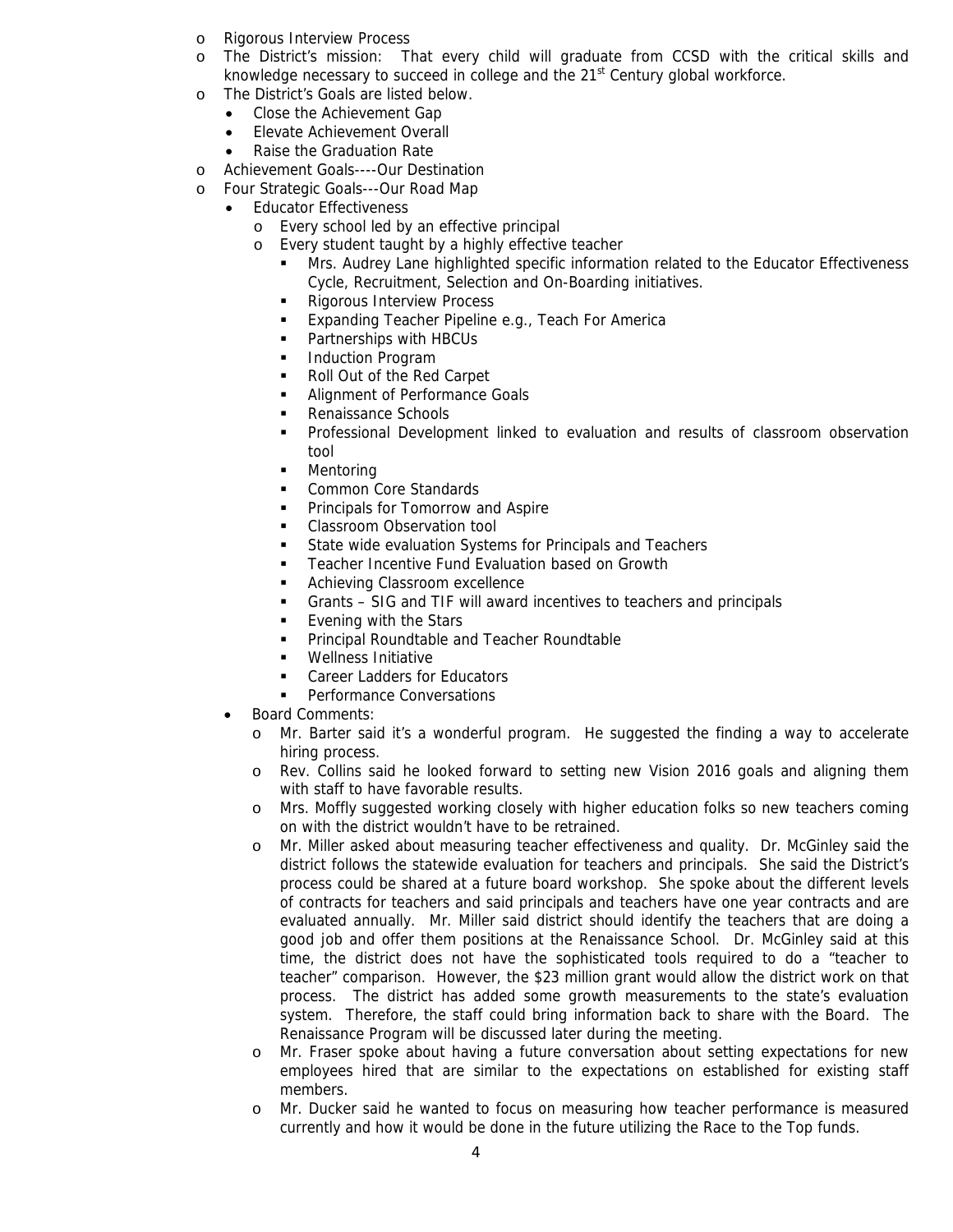- Rigorous Interview Process
- The District's mission: That every child will graduate from CCSD with the critical skills and knowledge necessary to succeed in college and the 21st Century global workforce.
- The District's Goals are listed below.
  - Close the Achievement Gap
  - Elevate Achievement Overall
  - Raise the Graduation Rate
- Achievement Goals----Our Destination
- Four Strategic Goals---Our Road Map
  - Educator Effectiveness
    - Every school led by an effective principal
    - Every student taught by a highly effective teacher
      - Mrs. Audrey Lane highlighted specific information related to the Educator Effectiveness Cycle, Recruitment, Selection and On-Boarding initiatives.
      - Rigorous Interview Process
      - Expanding Teacher Pipeline e.g., Teach For America
      - Partnerships with HBCUs
      - Induction Program
      - Roll Out of the Red Carpet
      - Alignment of Performance Goals
      - Renaissance Schools
      - Professional Development linked to evaluation and results of classroom observation tool
      - Mentoring
      - Common Core Standards
      - Principals for Tomorrow and Aspire
      - Classroom Observation tool
      - State wide evaluation Systems for Principals and Teachers
      - Teacher Incentive Fund Evaluation based on Growth
      - Achieving Classroom excellence
      - Grants – SIG and TIF will award incentives to teachers and principals
      - Evening with the Stars
      - Principal Roundtable and Teacher Roundtable
      - Wellness Initiative
      - Career Ladders for Educators
      - Performance Conversations
  - Board Comments:
    - Mr. Barter said it's a wonderful program. He suggested the finding a way to accelerate hiring process.
    - Rev. Collins said he looked forward to setting new Vision 2016 goals and aligning them with staff to have favorable results.
    - Mrs. Moffly suggested working closely with higher education folks so new teachers coming on with the district wouldn't have to be retrained.
    - Mr. Miller asked about measuring teacher effectiveness and quality. Dr. McGinley said the district follows the statewide evaluation for teachers and principals. She said the District's process could be shared at a future board workshop. She spoke about the different levels of contracts for teachers and said principals and teachers have one year contracts and are evaluated annually. Mr. Miller said district should identify the teachers that are doing a good job and offer them positions at the Renaissance School. Dr. McGinley said at this time, the district does not have the sophisticated tools required to do a "teacher to teacher" comparison. However, the $23 million grant would allow the district work on that process. The district has added some growth measurements to the state's evaluation system. Therefore, the staff could bring information back to share with the Board. The Renaissance Program will be discussed later during the meeting.
    - Mr. Fraser spoke about having a future conversation about setting expectations for new employees hired that are similar to the expectations on established for existing staff members.
    - Mr. Ducker said he wanted to focus on measuring how teacher performance is measured currently and how it would be done in the future utilizing the Race to the Top funds.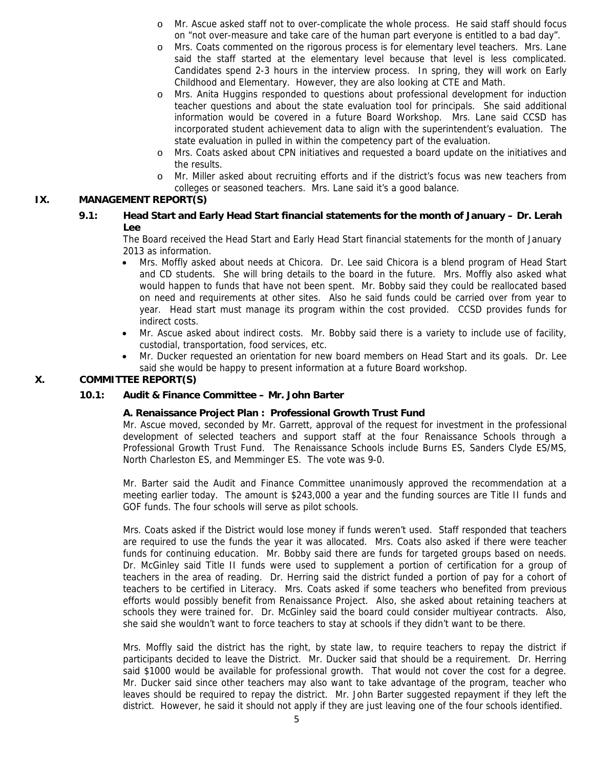- Mr. Ascue asked staff not to over-complicate the whole process. He said staff should focus on "not over-measure and take care of the human part everyone is entitled to a bad day".
- Mrs. Coats commented on the rigorous process is for elementary level teachers. Mrs. Lane said the staff started at the elementary level because that level is less complicated. Candidates spend 2-3 hours in the interview process. In spring, they will work on Early Childhood and Elementary. However, they are also looking at CTE and Math.
- Mrs. Anita Huggins responded to questions about professional development for induction teacher questions and about the state evaluation tool for principals. She said additional information would be covered in a future Board Workshop. Mrs. Lane said CCSD has incorporated student achievement data to align with the superintendent's evaluation. The state evaluation in pulled in within the competency part of the evaluation.
- Mrs. Coats asked about CPN initiatives and requested a board update on the initiatives and the results.
- Mr. Miller asked about recruiting efforts and if the district's focus was new teachers from colleges or seasoned teachers. Mrs. Lane said it's a good balance.

## IX. MANAGEMENT REPORT(S)

### 9.1: Head Start and Early Head Start financial statements for the month of January – Dr. Lerah Lee

The Board received the Head Start and Early Head Start financial statements for the month of January 2013 as information.

- Mrs. Moffly asked about needs at Chicora. Dr. Lee said Chicora is a blend program of Head Start and CD students. She will bring details to the board in the future. Mrs. Moffly also asked what would happen to funds that have not been spent. Mr. Bobby said they could be reallocated based on need and requirements at other sites. Also he said funds could be carried over from year to year. Head start must manage its program within the cost provided. CCSD provides funds for indirect costs.
- Mr. Ascue asked about indirect costs. Mr. Bobby said there is a variety to include use of facility, custodial, transportation, food services, etc.
- Mr. Ducker requested an orientation for new board members on Head Start and its goals. Dr. Lee said she would be happy to present information at a future Board workshop.

## X. COMMITTEE REPORT(S)

### 10.1: Audit & Finance Committee – Mr. John Barter

**A. Renaissance Project Plan : Professional Growth Trust Fund**

Mr. Ascue moved, seconded by Mr. Garrett, approval of the request for investment in the professional development of selected teachers and support staff at the four Renaissance Schools through a Professional Growth Trust Fund. The Renaissance Schools include Burns ES, Sanders Clyde ES/MS, North Charleston ES, and Memminger ES. The vote was 9-0.

Mr. Barter said the Audit and Finance Committee unanimously approved the recommendation at a meeting earlier today. The amount is $243,000 a year and the funding sources are Title II funds and GOF funds. The four schools will serve as pilot schools.

Mrs. Coats asked if the District would lose money if funds weren't used. Staff responded that teachers are required to use the funds the year it was allocated. Mrs. Coats also asked if there were teacher funds for continuing education. Mr. Bobby said there are funds for targeted groups based on needs. Dr. McGinley said Title II funds were used to supplement a portion of certification for a group of teachers in the area of reading. Dr. Herring said the district funded a portion of pay for a cohort of teachers to be certified in Literacy. Mrs. Coats asked if some teachers who benefited from previous efforts would possibly benefit from Renaissance Project. Also, she asked about retaining teachers at schools they were trained for. Dr. McGinley said the board could consider multiyear contracts. Also, she said she wouldn't want to force teachers to stay at schools if they didn't want to be there.

Mrs. Moffly said the district has the right, by state law, to require teachers to repay the district if participants decided to leave the District. Mr. Ducker said that should be a requirement. Dr. Herring said $1000 would be available for professional growth. That would not cover the cost for a degree. Mr. Ducker said since other teachers may also want to take advantage of the program, teacher who leaves should be required to repay the district. Mr. John Barter suggested repayment if they left the district. However, he said it should not apply if they are just leaving one of the four schools identified.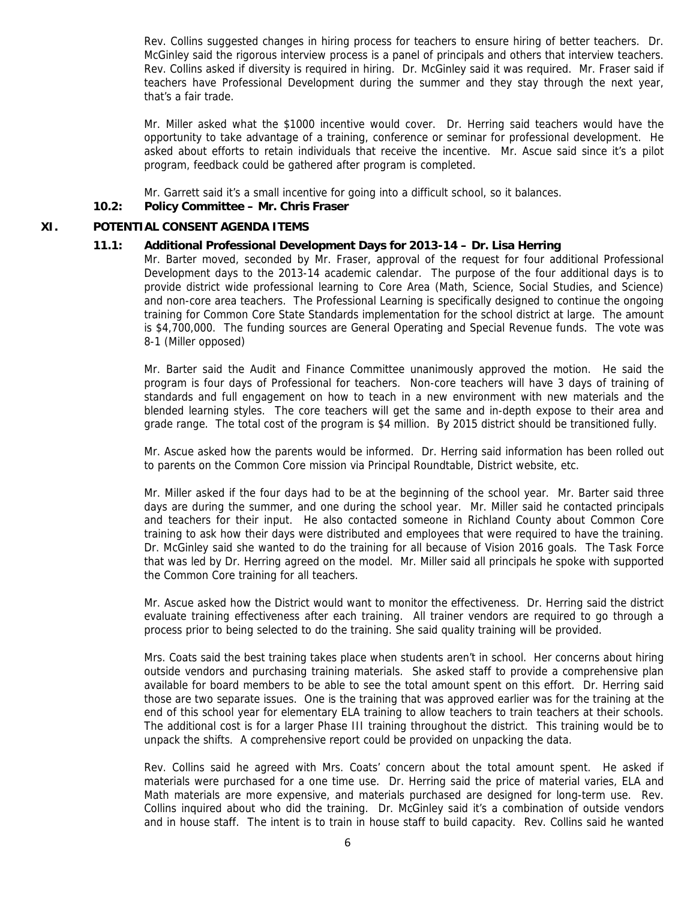Rev. Collins suggested changes in hiring process for teachers to ensure hiring of better teachers. Dr. McGinley said the rigorous interview process is a panel of principals and others that interview teachers. Rev. Collins asked if diversity is required in hiring. Dr. McGinley said it was required. Mr. Fraser said if teachers have Professional Development during the summer and they stay through the next year, that's a fair trade.

Mr. Miller asked what the $1000 incentive would cover. Dr. Herring said teachers would have the opportunity to take advantage of a training, conference or seminar for professional development. He asked about efforts to retain individuals that receive the incentive. Mr. Ascue said since it's a pilot program, feedback could be gathered after program is completed.

Mr. Garrett said it's a small incentive for going into a difficult school, so it balances.

**10.2: Policy Committee – Mr. Chris Fraser**

## XI. POTENTIAL CONSENT AGENDA ITEMS

**11.1: Additional Professional Development Days for 2013-14 – Dr. Lisa Herring**

Mr. Barter moved, seconded by Mr. Fraser, approval of the request for four additional Professional Development days to the 2013-14 academic calendar. The purpose of the four additional days is to provide district wide professional learning to Core Area (Math, Science, Social Studies, and Science) and non-core area teachers. The Professional Learning is specifically designed to continue the ongoing training for Common Core State Standards implementation for the school district at large. The amount is $4,700,000. The funding sources are General Operating and Special Revenue funds. The vote was 8-1 (Miller opposed)

Mr. Barter said the Audit and Finance Committee unanimously approved the motion. He said the program is four days of Professional for teachers. Non-core teachers will have 3 days of training of standards and full engagement on how to teach in a new environment with new materials and the blended learning styles. The core teachers will get the same and in-depth expose to their area and grade range. The total cost of the program is $4 million. By 2015 district should be transitioned fully.

Mr. Ascue asked how the parents would be informed. Dr. Herring said information has been rolled out to parents on the Common Core mission via Principal Roundtable, District website, etc.

Mr. Miller asked if the four days had to be at the beginning of the school year. Mr. Barter said three days are during the summer, and one during the school year. Mr. Miller said he contacted principals and teachers for their input. He also contacted someone in Richland County about Common Core training to ask how their days were distributed and employees that were required to have the training. Dr. McGinley said she wanted to do the training for all because of Vision 2016 goals. The Task Force that was led by Dr. Herring agreed on the model. Mr. Miller said all principals he spoke with supported the Common Core training for all teachers.

Mr. Ascue asked how the District would want to monitor the effectiveness. Dr. Herring said the district evaluate training effectiveness after each training. All trainer vendors are required to go through a process prior to being selected to do the training. She said quality training will be provided.

Mrs. Coats said the best training takes place when students aren't in school. Her concerns about hiring outside vendors and purchasing training materials. She asked staff to provide a comprehensive plan available for board members to be able to see the total amount spent on this effort. Dr. Herring said those are two separate issues. One is the training that was approved earlier was for the training at the end of this school year for elementary ELA training to allow teachers to train teachers at their schools. The additional cost is for a larger Phase III training throughout the district. This training would be to unpack the shifts. A comprehensive report could be provided on unpacking the data.

Rev. Collins said he agreed with Mrs. Coats' concern about the total amount spent. He asked if materials were purchased for a one time use. Dr. Herring said the price of material varies, ELA and Math materials are more expensive, and materials purchased are designed for long-term use. Rev. Collins inquired about who did the training. Dr. McGinley said it's a combination of outside vendors and in house staff. The intent is to train in house staff to build capacity. Rev. Collins said he wanted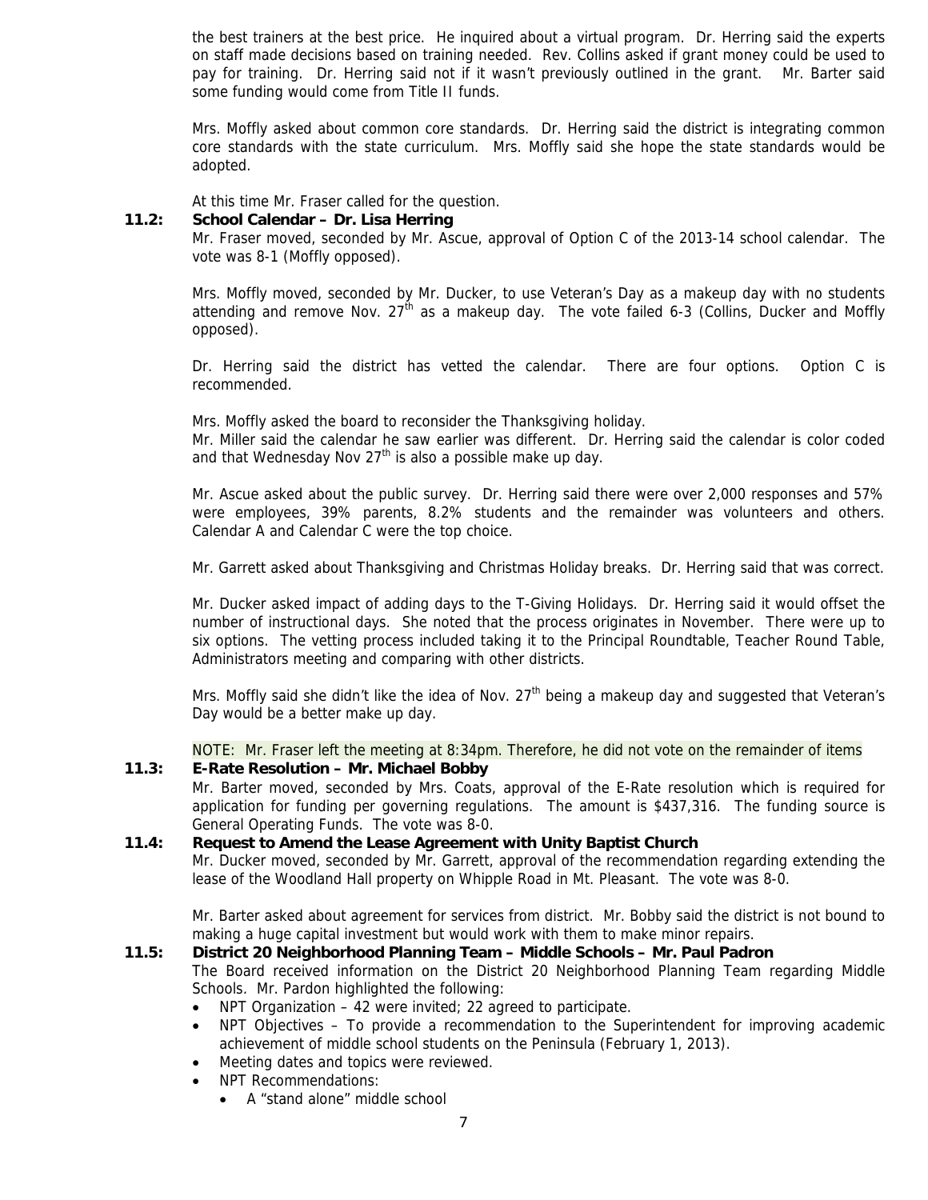the best trainers at the best price. He inquired about a virtual program. Dr. Herring said the experts on staff made decisions based on training needed. Rev. Collins asked if grant money could be used to pay for training. Dr. Herring said not if it wasn't previously outlined in the grant. Mr. Barter said some funding would come from Title II funds.

Mrs. Moffly asked about common core standards. Dr. Herring said the district is integrating common core standards with the state curriculum. Mrs. Moffly said she hope the state standards would be adopted.

At this time Mr. Fraser called for the question.

**11.2: School Calendar – Dr. Lisa Herring**

Mr. Fraser moved, seconded by Mr. Ascue, approval of Option C of the 2013-14 school calendar. The vote was 8-1 (Moffly opposed).

Mrs. Moffly moved, seconded by Mr. Ducker, to use Veteran's Day as a makeup day with no students attending and remove Nov. 27th as a makeup day. The vote failed 6-3 (Collins, Ducker and Moffly opposed).

Dr. Herring said the district has vetted the calendar. There are four options. Option C is recommended.

Mrs. Moffly asked the board to reconsider the Thanksgiving holiday.
Mr. Miller said the calendar he saw earlier was different. Dr. Herring said the calendar is color coded and that Wednesday Nov 27th is also a possible make up day.

Mr. Ascue asked about the public survey. Dr. Herring said there were over 2,000 responses and 57% were employees, 39% parents, 8.2% students and the remainder was volunteers and others. Calendar A and Calendar C were the top choice.

Mr. Garrett asked about Thanksgiving and Christmas Holiday breaks. Dr. Herring said that was correct.

Mr. Ducker asked impact of adding days to the T-Giving Holidays. Dr. Herring said it would offset the number of instructional days. She noted that the process originates in November. There were up to six options. The vetting process included taking it to the Principal Roundtable, Teacher Round Table, Administrators meeting and comparing with other districts.

Mrs. Moffly said she didn't like the idea of Nov. 27th being a makeup day and suggested that Veteran's Day would be a better make up day.

NOTE: Mr. Fraser left the meeting at 8:34pm. Therefore, he did not vote on the remainder of items

**11.3: E-Rate Resolution – Mr. Michael Bobby**

Mr. Barter moved, seconded by Mrs. Coats, approval of the E-Rate resolution which is required for application for funding per governing regulations. The amount is $437,316. The funding source is General Operating Funds. The vote was 8-0.

**11.4: Request to Amend the Lease Agreement with Unity Baptist Church**

Mr. Ducker moved, seconded by Mr. Garrett, approval of the recommendation regarding extending the lease of the Woodland Hall property on Whipple Road in Mt. Pleasant. The vote was 8-0.

Mr. Barter asked about agreement for services from district. Mr. Bobby said the district is not bound to making a huge capital investment but would work with them to make minor repairs.

**11.5: District 20 Neighborhood Planning Team – Middle Schools – Mr. Paul Padron**

The Board received information on the District 20 Neighborhood Planning Team regarding Middle Schools. Mr. Pardon highlighted the following:

- NPT Organization – 42 were invited; 22 agreed to participate.
- NPT Objectives – To provide a recommendation to the Superintendent for improving academic achievement of middle school students on the Peninsula (February 1, 2013).
- Meeting dates and topics were reviewed.
- NPT Recommendations:
    - A "stand alone" middle school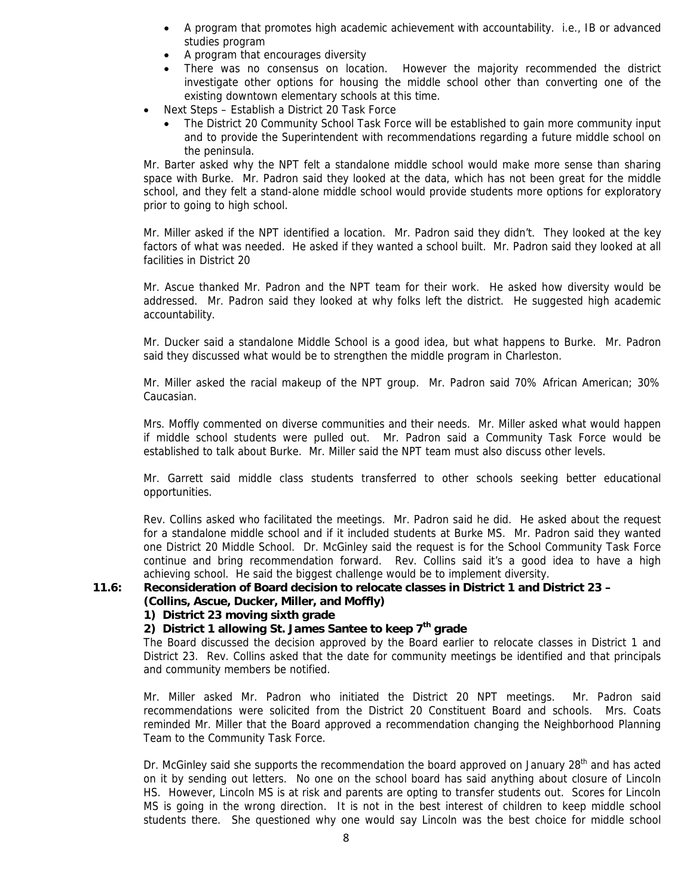- A program that promotes high academic achievement with accountability. i.e., IB or advanced studies program
- A program that encourages diversity
- There was no consensus on location. However the majority recommended the district investigate other options for housing the middle school other than converting one of the existing downtown elementary schools at this time.

- Next Steps – Establish a District 20 Task Force
  - The District 20 Community School Task Force will be established to gain more community input and to provide the Superintendent with recommendations regarding a future middle school on the peninsula.

Mr. Barter asked why the NPT felt a standalone middle school would make more sense than sharing space with Burke. Mr. Padron said they looked at the data, which has not been great for the middle school, and they felt a stand-alone middle school would provide students more options for exploratory prior to going to high school.

Mr. Miller asked if the NPT identified a location. Mr. Padron said they didn't. They looked at the key factors of what was needed. He asked if they wanted a school built. Mr. Padron said they looked at all facilities in District 20

Mr. Ascue thanked Mr. Padron and the NPT team for their work. He asked how diversity would be addressed. Mr. Padron said they looked at why folks left the district. He suggested high academic accountability.

Mr. Ducker said a standalone Middle School is a good idea, but what happens to Burke. Mr. Padron said they discussed what would be to strengthen the middle program in Charleston.

Mr. Miller asked the racial makeup of the NPT group. Mr. Padron said 70% African American; 30% Caucasian.

Mrs. Moffly commented on diverse communities and their needs. Mr. Miller asked what would happen if middle school students were pulled out. Mr. Padron said a Community Task Force would be established to talk about Burke. Mr. Miller said the NPT team must also discuss other levels.

Mr. Garrett said middle class students transferred to other schools seeking better educational opportunities.

Rev. Collins asked who facilitated the meetings. Mr. Padron said he did. He asked about the request for a standalone middle school and if it included students at Burke MS. Mr. Padron said they wanted one District 20 Middle School. Dr. McGinley said the request is for the School Community Task Force continue and bring recommendation forward. Rev. Collins said it's a good idea to have a high achieving school. He said the biggest challenge would be to implement diversity.

**11.6: Reconsideration of Board decision to relocate classes in District 1 and District 23 – (Collins, Ascue, Ducker, Miller, and Moffly)**

**1) District 23 moving sixth grade**

**2) District 1 allowing St. James Santee to keep 7th grade**

The Board discussed the decision approved by the Board earlier to relocate classes in District 1 and District 23. Rev. Collins asked that the date for community meetings be identified and that principals and community members be notified.

Mr. Miller asked Mr. Padron who initiated the District 20 NPT meetings. Mr. Padron said recommendations were solicited from the District 20 Constituent Board and schools. Mrs. Coats reminded Mr. Miller that the Board approved a recommendation changing the Neighborhood Planning Team to the Community Task Force.

Dr. McGinley said she supports the recommendation the board approved on January 28th and has acted on it by sending out letters. No one on the school board has said anything about closure of Lincoln HS. However, Lincoln MS is at risk and parents are opting to transfer students out. Scores for Lincoln MS is going in the wrong direction. It is not in the best interest of children to keep middle school students there. She questioned why one would say Lincoln was the best choice for middle school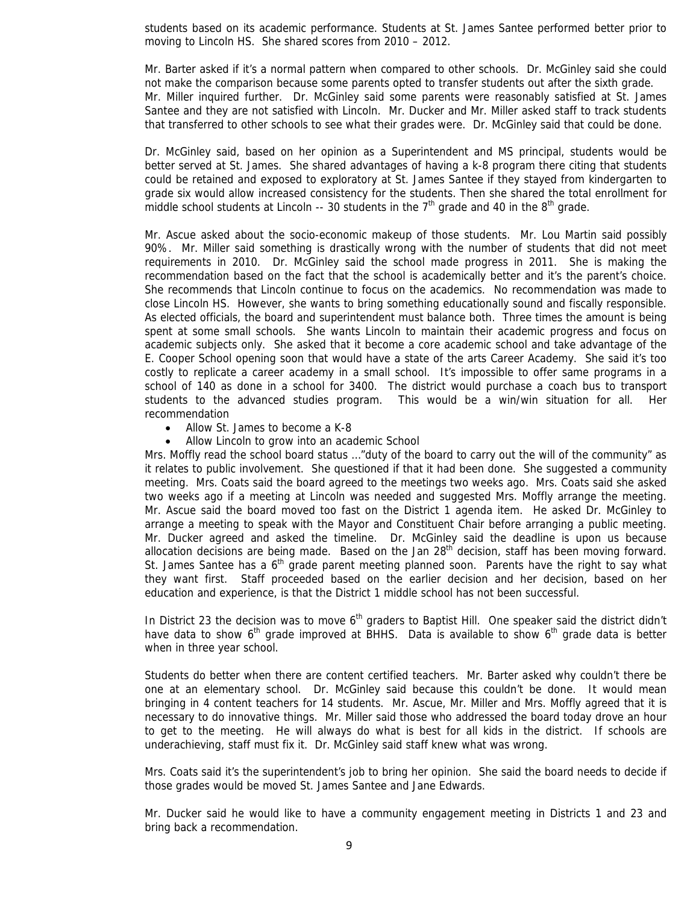students based on its academic performance. Students at St. James Santee performed better prior to moving to Lincoln HS. She shared scores from 2010 – 2012.

Mr. Barter asked if it's a normal pattern when compared to other schools. Dr. McGinley said she could not make the comparison because some parents opted to transfer students out after the sixth grade. Mr. Miller inquired further. Dr. McGinley said some parents were reasonably satisfied at St. James Santee and they are not satisfied with Lincoln. Mr. Ducker and Mr. Miller asked staff to track students that transferred to other schools to see what their grades were. Dr. McGinley said that could be done.

Dr. McGinley said, based on her opinion as a Superintendent and MS principal, students would be better served at St. James. She shared advantages of having a k-8 program there citing that students could be retained and exposed to exploratory at St. James Santee if they stayed from kindergarten to grade six would allow increased consistency for the students. Then she shared the total enrollment for middle school students at Lincoln -- 30 students in the 7th grade and 40 in the 8th grade.

Mr. Ascue asked about the socio-economic makeup of those students. Mr. Lou Martin said possibly 90%. Mr. Miller said something is drastically wrong with the number of students that did not meet requirements in 2010. Dr. McGinley said the school made progress in 2011. She is making the recommendation based on the fact that the school is academically better and it's the parent's choice. She recommends that Lincoln continue to focus on the academics. No recommendation was made to close Lincoln HS. However, she wants to bring something educationally sound and fiscally responsible. As elected officials, the board and superintendent must balance both. Three times the amount is being spent at some small schools. She wants Lincoln to maintain their academic progress and focus on academic subjects only. She asked that it become a core academic school and take advantage of the E. Cooper School opening soon that would have a state of the arts Career Academy. She said it's too costly to replicate a career academy in a small school. It's impossible to offer same programs in a school of 140 as done in a school for 3400. The district would purchase a coach bus to transport students to the advanced studies program. This would be a win/win situation for all. Her recommendation

- Allow St. James to become a K-8
- Allow Lincoln to grow into an academic School

Mrs. Moffly read the school board status …"duty of the board to carry out the will of the community" as it relates to public involvement. She questioned if that it had been done. She suggested a community meeting. Mrs. Coats said the board agreed to the meetings two weeks ago. Mrs. Coats said she asked two weeks ago if a meeting at Lincoln was needed and suggested Mrs. Moffly arrange the meeting. Mr. Ascue said the board moved too fast on the District 1 agenda item. He asked Dr. McGinley to arrange a meeting to speak with the Mayor and Constituent Chair before arranging a public meeting. Mr. Ducker agreed and asked the timeline. Dr. McGinley said the deadline is upon us because allocation decisions are being made. Based on the Jan 28th decision, staff has been moving forward. St. James Santee has a 6th grade parent meeting planned soon. Parents have the right to say what they want first. Staff proceeded based on the earlier decision and her decision, based on her education and experience, is that the District 1 middle school has not been successful.

In District 23 the decision was to move 6th graders to Baptist Hill. One speaker said the district didn't have data to show 6th grade improved at BHHS. Data is available to show 6th grade data is better when in three year school.

Students do better when there are content certified teachers. Mr. Barter asked why couldn't there be one at an elementary school. Dr. McGinley said because this couldn't be done. It would mean bringing in 4 content teachers for 14 students. Mr. Ascue, Mr. Miller and Mrs. Moffly agreed that it is necessary to do innovative things. Mr. Miller said those who addressed the board today drove an hour to get to the meeting. He will always do what is best for all kids in the district. If schools are underachieving, staff must fix it. Dr. McGinley said staff knew what was wrong.

Mrs. Coats said it's the superintendent's job to bring her opinion. She said the board needs to decide if those grades would be moved St. James Santee and Jane Edwards.

Mr. Ducker said he would like to have a community engagement meeting in Districts 1 and 23 and bring back a recommendation.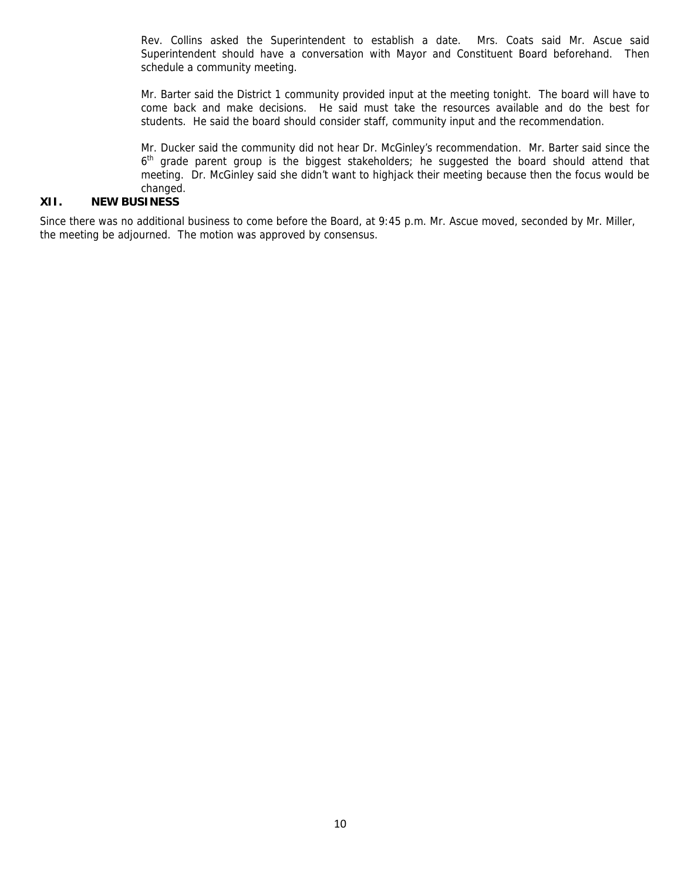Rev. Collins asked the Superintendent to establish a date. Mrs. Coats said Mr. Ascue said Superintendent should have a conversation with Mayor and Constituent Board beforehand. Then schedule a community meeting.

Mr. Barter said the District 1 community provided input at the meeting tonight. The board will have to come back and make decisions. He said must take the resources available and do the best for students. He said the board should consider staff, community input and the recommendation.

Mr. Ducker said the community did not hear Dr. McGinley's recommendation. Mr. Barter said since the 6th grade parent group is the biggest stakeholders; he suggested the board should attend that meeting. Dr. McGinley said she didn't want to highjack their meeting because then the focus would be changed.

## XII. NEW BUSINESS

Since there was no additional business to come before the Board, at 9:45 p.m. Mr. Ascue moved, seconded by Mr. Miller, the meeting be adjourned. The motion was approved by consensus.